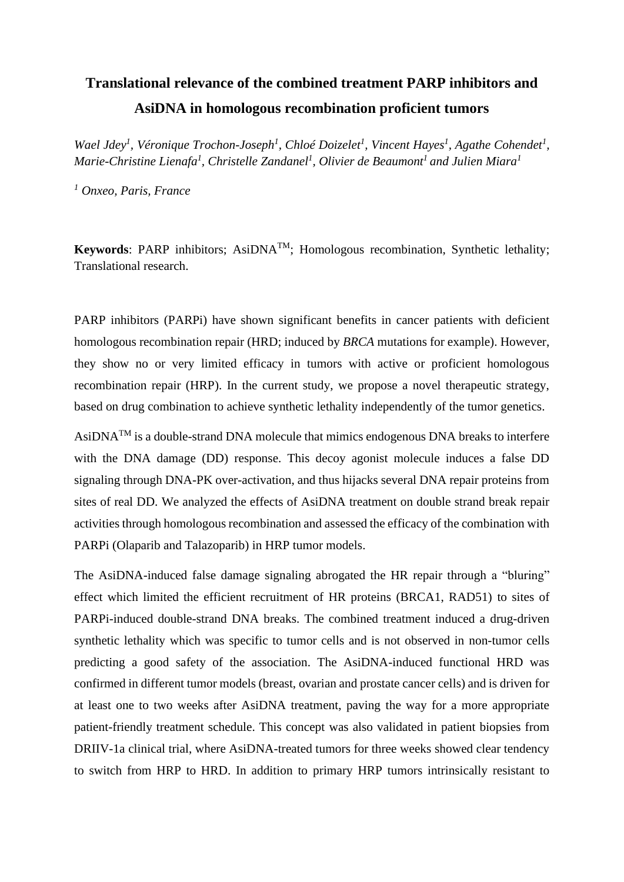# Translational relevance of the combined treatment PARP inhibitors and AsiDNA in homologous recombination proficient tumors

*Wael Jdey[1], Véronique Trochon-Joseph[1], Chloé Doizelet[1], Vincent Hayes[1], Agathe Cohendet[1], Marie-Christine Lienafa[1], Christelle Zandanel[1], Olivier de Beaumont[1] and Julien Miara[1]*

*[1] Onxeo, Paris, France*

**Keywords**: PARP inhibitors; AsiDNA™; Homologous recombination, Synthetic lethality; Translational research.

PARP inhibitors (PARPi) have shown significant benefits in cancer patients with deficient homologous recombination repair (HRD; induced by *BRCA* mutations for example). However, they show no or very limited efficacy in tumors with active or proficient homologous recombination repair (HRP). In the current study, we propose a novel therapeutic strategy, based on drug combination to achieve synthetic lethality independently of the tumor genetics.

AsiDNA™ is a double-strand DNA molecule that mimics endogenous DNA breaks to interfere with the DNA damage (DD) response. This decoy agonist molecule induces a false DD signaling through DNA-PK over-activation, and thus hijacks several DNA repair proteins from sites of real DD. We analyzed the effects of AsiDNA treatment on double strand break repair activities through homologous recombination and assessed the efficacy of the combination with PARPi (Olaparib and Talazoparib) in HRP tumor models.

The AsiDNA-induced false damage signaling abrogated the HR repair through a "bluring" effect which limited the efficient recruitment of HR proteins (BRCA1, RAD51) to sites of PARPi-induced double-strand DNA breaks. The combined treatment induced a drug-driven synthetic lethality which was specific to tumor cells and is not observed in non-tumor cells predicting a good safety of the association. The AsiDNA-induced functional HRD was confirmed in different tumor models (breast, ovarian and prostate cancer cells) and is driven for at least one to two weeks after AsiDNA treatment, paving the way for a more appropriate patient-friendly treatment schedule. This concept was also validated in patient biopsies from DRIIV-1a clinical trial, where AsiDNA-treated tumors for three weeks showed clear tendency to switch from HRP to HRD. In addition to primary HRP tumors intrinsically resistant to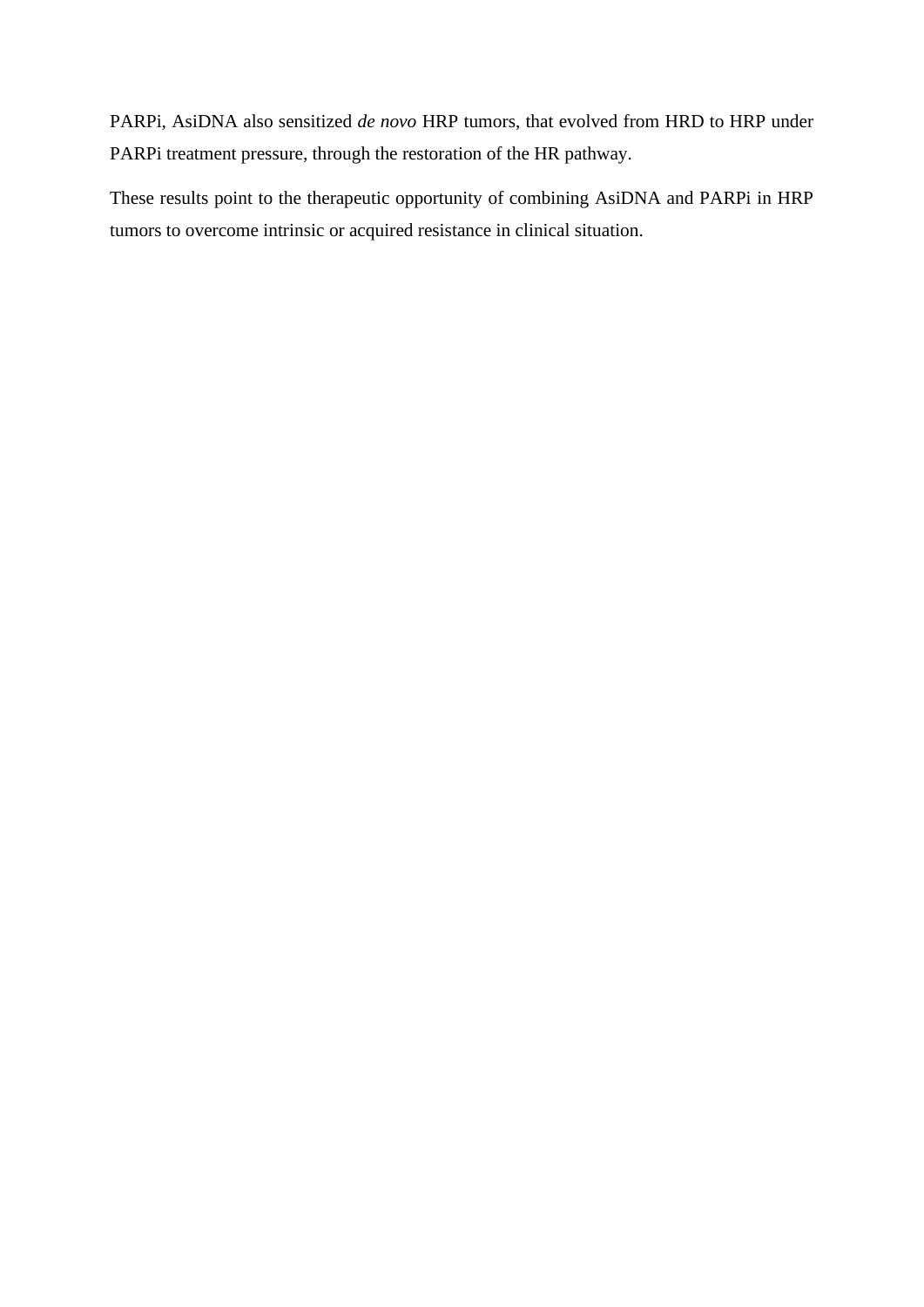PARPi, AsiDNA also sensitized *de novo* HRP tumors, that evolved from HRD to HRP under PARPi treatment pressure, through the restoration of the HR pathway.

These results point to the therapeutic opportunity of combining AsiDNA and PARPi in HRP tumors to overcome intrinsic or acquired resistance in clinical situation.